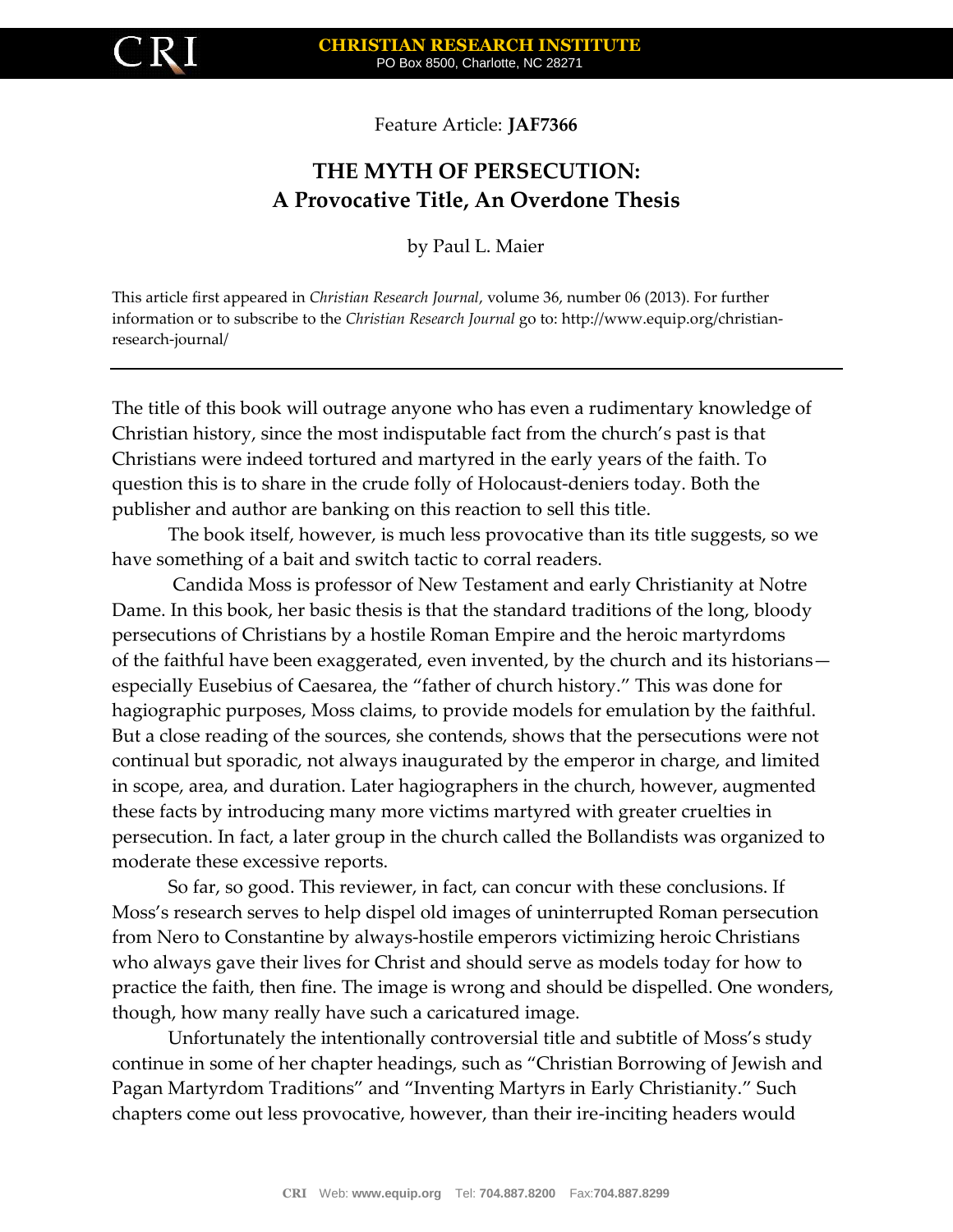Feature Article: **JAF7366**

# THE MYTH OF PERSECUTION: A Provocative Title, An Overdone Thesis

by Paul L. Maier

This article first appeared in *Christian Research Journal*, volume 36, number 06 (2013). For further information or to subscribe to the *Christian Research Journal* go to: http://www.equip.org/christian-research-journal/

---

The title of this book will outrage anyone who has even a rudimentary knowledge of Christian history, since the most indisputable fact from the church's past is that Christians were indeed tortured and martyred in the early years of the faith. To question this is to share in the crude folly of Holocaust-deniers today. Both the publisher and author are banking on this reaction to sell this title.

The book itself, however, is much less provocative than its title suggests, so we have something of a bait and switch tactic to corral readers.

Candida Moss is professor of New Testament and early Christianity at Notre Dame. In this book, her basic thesis is that the standard traditions of the long, bloody persecutions of Christians by a hostile Roman Empire and the heroic martyrdoms of the faithful have been exaggerated, even invented, by the church and its historians—especially Eusebius of Caesarea, the "father of church history." This was done for hagiographic purposes, Moss claims, to provide models for emulation by the faithful. But a close reading of the sources, she contends, shows that the persecutions were not continual but sporadic, not always inaugurated by the emperor in charge, and limited in scope, area, and duration. Later hagiographers in the church, however, augmented these facts by introducing many more victims martyred with greater cruelties in persecution. In fact, a later group in the church called the Bollandists was organized to moderate these excessive reports.

So far, so good. This reviewer, in fact, can concur with these conclusions. If Moss's research serves to help dispel old images of uninterrupted Roman persecution from Nero to Constantine by always-hostile emperors victimizing heroic Christians who always gave their lives for Christ and should serve as models today for how to practice the faith, then fine. The image is wrong and should be dispelled. One wonders, though, how many really have such a caricatured image.

Unfortunately the intentionally controversial title and subtitle of Moss's study continue in some of her chapter headings, such as "Christian Borrowing of Jewish and Pagan Martyrdom Traditions" and "Inventing Martyrs in Early Christianity." Such chapters come out less provocative, however, than their ire-inciting headers would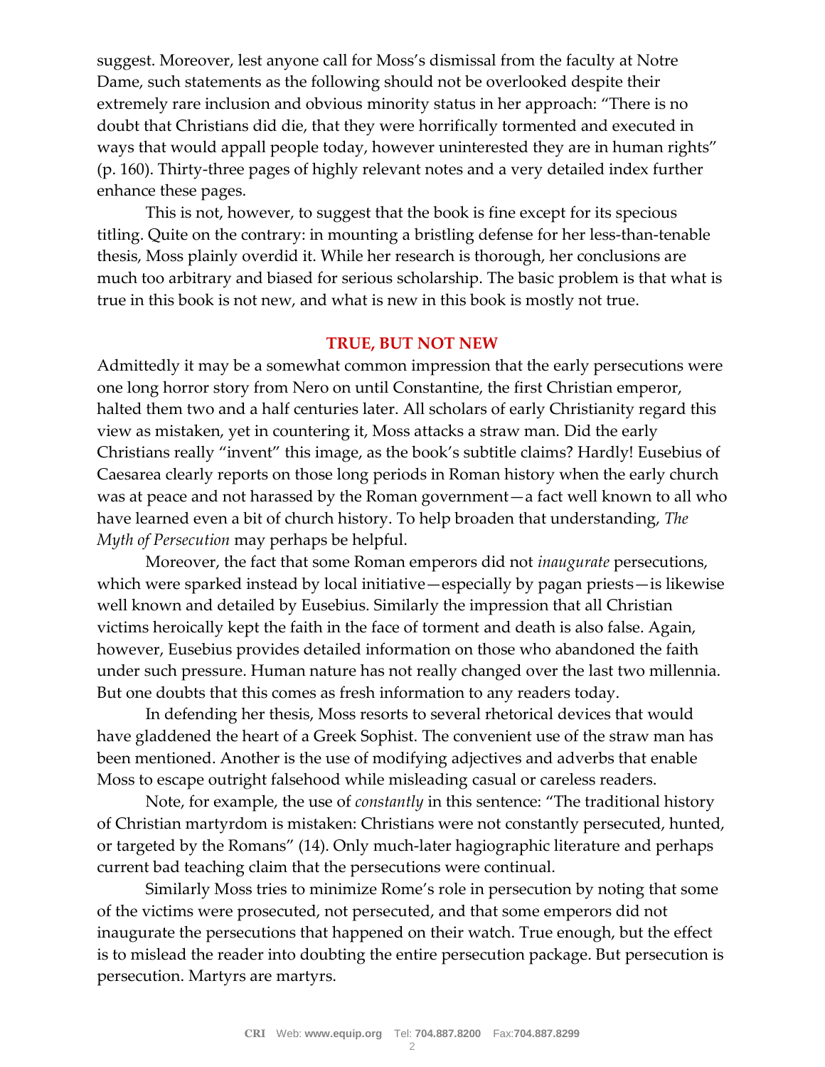suggest. Moreover, lest anyone call for Moss's dismissal from the faculty at Notre Dame, such statements as the following should not be overlooked despite their extremely rare inclusion and obvious minority status in her approach: "There is no doubt that Christians did die, that they were horrifically tormented and executed in ways that would appall people today, however uninterested they are in human rights" (p. 160). Thirty-three pages of highly relevant notes and a very detailed index further enhance these pages.

This is not, however, to suggest that the book is fine except for its specious titling. Quite on the contrary: in mounting a bristling defense for her less-than-tenable thesis, Moss plainly overdid it. While her research is thorough, her conclusions are much too arbitrary and biased for serious scholarship. The basic problem is that what is true in this book is not new, and what is new in this book is mostly not true.

## TRUE, BUT NOT NEW

Admittedly it may be a somewhat common impression that the early persecutions were one long horror story from Nero on until Constantine, the first Christian emperor, halted them two and a half centuries later. All scholars of early Christianity regard this view as mistaken, yet in countering it, Moss attacks a straw man. Did the early Christians really "invent" this image, as the book's subtitle claims? Hardly! Eusebius of Caesarea clearly reports on those long periods in Roman history when the early church was at peace and not harassed by the Roman government—a fact well known to all who have learned even a bit of church history. To help broaden that understanding, *The Myth of Persecution* may perhaps be helpful.

Moreover, the fact that some Roman emperors did not *inaugurate* persecutions, which were sparked instead by local initiative—especially by pagan priests—is likewise well known and detailed by Eusebius. Similarly the impression that all Christian victims heroically kept the faith in the face of torment and death is also false. Again, however, Eusebius provides detailed information on those who abandoned the faith under such pressure. Human nature has not really changed over the last two millennia. But one doubts that this comes as fresh information to any readers today.

In defending her thesis, Moss resorts to several rhetorical devices that would have gladdened the heart of a Greek Sophist. The convenient use of the straw man has been mentioned. Another is the use of modifying adjectives and adverbs that enable Moss to escape outright falsehood while misleading casual or careless readers.

Note, for example, the use of *constantly* in this sentence: "The traditional history of Christian martyrdom is mistaken: Christians were not constantly persecuted, hunted, or targeted by the Romans" (14). Only much-later hagiographic literature and perhaps current bad teaching claim that the persecutions were continual.

Similarly Moss tries to minimize Rome's role in persecution by noting that some of the victims were prosecuted, not persecuted, and that some emperors did not inaugurate the persecutions that happened on their watch. True enough, but the effect is to mislead the reader into doubting the entire persecution package. But persecution is persecution. Martyrs are martyrs.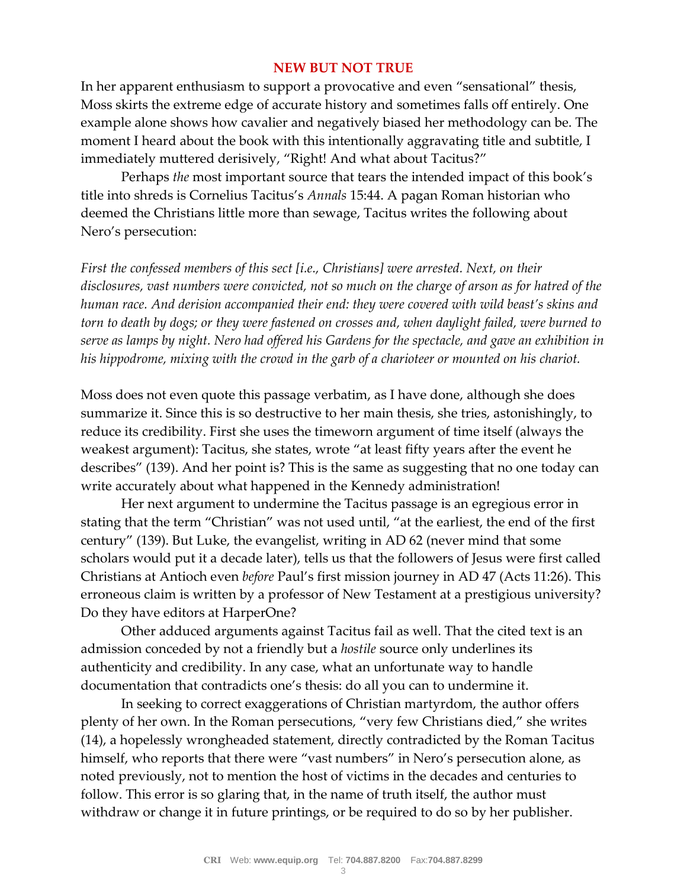## NEW BUT NOT TRUE

In her apparent enthusiasm to support a provocative and even "sensational" thesis, Moss skirts the extreme edge of accurate history and sometimes falls off entirely. One example alone shows how cavalier and negatively biased her methodology can be. The moment I heard about the book with this intentionally aggravating title and subtitle, I immediately muttered derisively, "Right! And what about Tacitus?"

Perhaps *the* most important source that tears the intended impact of this book's title into shreds is Cornelius Tacitus's *Annals* 15:44. A pagan Roman historian who deemed the Christians little more than sewage, Tacitus writes the following about Nero's persecution:

*First the confessed members of this sect [i.e., Christians] were arrested. Next, on their disclosures, vast numbers were convicted, not so much on the charge of arson as for hatred of the human race. And derision accompanied their end: they were covered with wild beast's skins and torn to death by dogs; or they were fastened on crosses and, when daylight failed, were burned to serve as lamps by night. Nero had offered his Gardens for the spectacle, and gave an exhibition in his hippodrome, mixing with the crowd in the garb of a charioteer or mounted on his chariot.*

Moss does not even quote this passage verbatim, as I have done, although she does summarize it. Since this is so destructive to her main thesis, she tries, astonishingly, to reduce its credibility. First she uses the timeworn argument of time itself (always the weakest argument): Tacitus, she states, wrote "at least fifty years after the event he describes" (139). And her point is? This is the same as suggesting that no one today can write accurately about what happened in the Kennedy administration!

Her next argument to undermine the Tacitus passage is an egregious error in stating that the term "Christian" was not used until, "at the earliest, the end of the first century" (139). But Luke, the evangelist, writing in AD 62 (never mind that some scholars would put it a decade later), tells us that the followers of Jesus were first called Christians at Antioch even *before* Paul's first mission journey in AD 47 (Acts 11:26). This erroneous claim is written by a professor of New Testament at a prestigious university? Do they have editors at HarperOne?

Other adduced arguments against Tacitus fail as well. That the cited text is an admission conceded by not a friendly but a *hostile* source only underlines its authenticity and credibility. In any case, what an unfortunate way to handle documentation that contradicts one's thesis: do all you can to undermine it.

In seeking to correct exaggerations of Christian martyrdom, the author offers plenty of her own. In the Roman persecutions, "very few Christians died," she writes (14), a hopelessly wrongheaded statement, directly contradicted by the Roman Tacitus himself, who reports that there were "vast numbers" in Nero's persecution alone, as noted previously, not to mention the host of victims in the decades and centuries to follow. This error is so glaring that, in the name of truth itself, the author must withdraw or change it in future printings, or be required to do so by her publisher.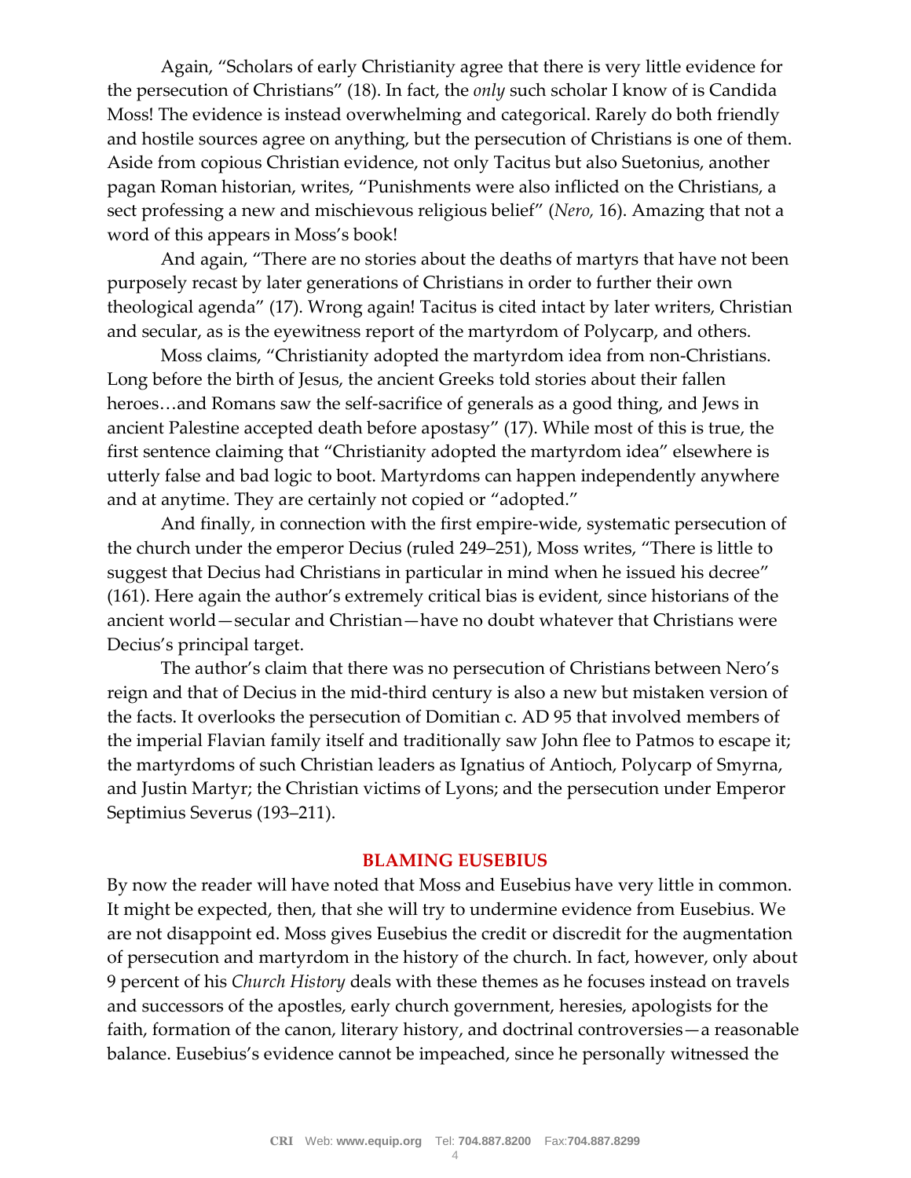Again, "Scholars of early Christianity agree that there is very little evidence for the persecution of Christians" (18). In fact, the *only* such scholar I know of is Candida Moss! The evidence is instead overwhelming and categorical. Rarely do both friendly and hostile sources agree on anything, but the persecution of Christians is one of them. Aside from copious Christian evidence, not only Tacitus but also Suetonius, another pagan Roman historian, writes, "Punishments were also inflicted on the Christians, a sect professing a new and mischievous religious belief" (*Nero,* 16). Amazing that not a word of this appears in Moss's book!

And again, "There are no stories about the deaths of martyrs that have not been purposely recast by later generations of Christians in order to further their own theological agenda" (17). Wrong again! Tacitus is cited intact by later writers, Christian and secular, as is the eyewitness report of the martyrdom of Polycarp, and others.

Moss claims, "Christianity adopted the martyrdom idea from non-Christians. Long before the birth of Jesus, the ancient Greeks told stories about their fallen heroes…and Romans saw the self-sacrifice of generals as a good thing, and Jews in ancient Palestine accepted death before apostasy" (17). While most of this is true, the first sentence claiming that "Christianity adopted the martyrdom idea" elsewhere is utterly false and bad logic to boot. Martyrdoms can happen independently anywhere and at anytime. They are certainly not copied or "adopted."

And finally, in connection with the first empire-wide, systematic persecution of the church under the emperor Decius (ruled 249–251), Moss writes, "There is little to suggest that Decius had Christians in particular in mind when he issued his decree" (161). Here again the author's extremely critical bias is evident, since historians of the ancient world—secular and Christian—have no doubt whatever that Christians were Decius's principal target.

The author's claim that there was no persecution of Christians between Nero's reign and that of Decius in the mid-third century is also a new but mistaken version of the facts. It overlooks the persecution of Domitian c. AD 95 that involved members of the imperial Flavian family itself and traditionally saw John flee to Patmos to escape it; the martyrdoms of such Christian leaders as Ignatius of Antioch, Polycarp of Smyrna, and Justin Martyr; the Christian victims of Lyons; and the persecution under Emperor Septimius Severus (193–211).

## BLAMING EUSEBIUS

By now the reader will have noted that Moss and Eusebius have very little in common. It might be expected, then, that she will try to undermine evidence from Eusebius. We are not disappoint ed. Moss gives Eusebius the credit or discredit for the augmentation of persecution and martyrdom in the history of the church. In fact, however, only about 9 percent of his *Church History* deals with these themes as he focuses instead on travels and successors of the apostles, early church government, heresies, apologists for the faith, formation of the canon, literary history, and doctrinal controversies—a reasonable balance. Eusebius's evidence cannot be impeached, since he personally witnessed the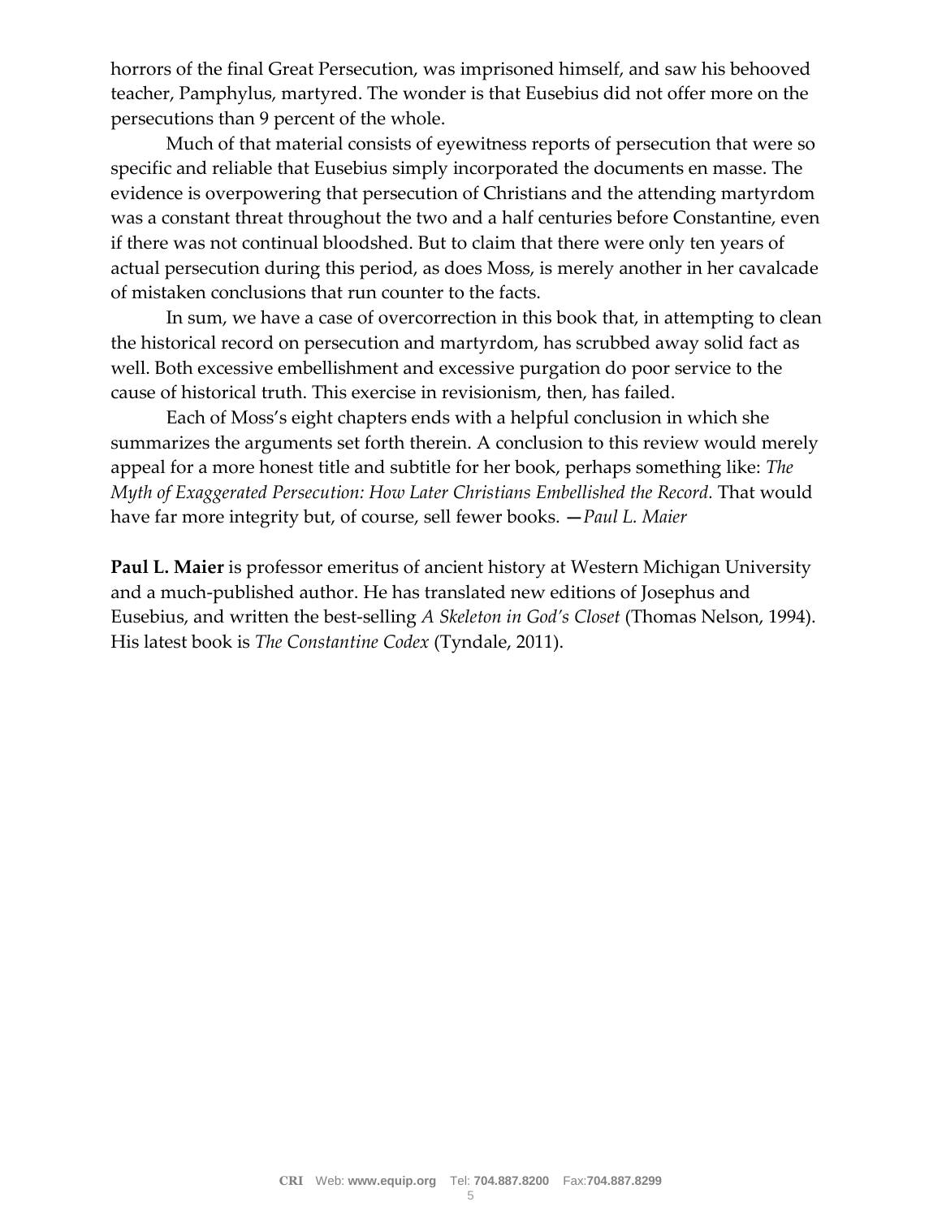horrors of the final Great Persecution, was imprisoned himself, and saw his behooved teacher, Pamphylus, martyred. The wonder is that Eusebius did not offer more on the persecutions than 9 percent of the whole.

Much of that material consists of eyewitness reports of persecution that were so specific and reliable that Eusebius simply incorporated the documents en masse. The evidence is overpowering that persecution of Christians and the attending martyrdom was a constant threat throughout the two and a half centuries before Constantine, even if there was not continual bloodshed. But to claim that there were only ten years of actual persecution during this period, as does Moss, is merely another in her cavalcade of mistaken conclusions that run counter to the facts.

In sum, we have a case of overcorrection in this book that, in attempting to clean the historical record on persecution and martyrdom, has scrubbed away solid fact as well. Both excessive embellishment and excessive purgation do poor service to the cause of historical truth. This exercise in revisionism, then, has failed.

Each of Moss's eight chapters ends with a helpful conclusion in which she summarizes the arguments set forth therein. A conclusion to this review would merely appeal for a more honest title and subtitle for her book, perhaps something like: *The Myth of Exaggerated Persecution: How Later Christians Embellished the Record.* That would have far more integrity but, of course, sell fewer books. —*Paul L. Maier*

**Paul L. Maier** is professor emeritus of ancient history at Western Michigan University and a much-published author. He has translated new editions of Josephus and Eusebius, and written the best-selling *A Skeleton in God's Closet* (Thomas Nelson, 1994). His latest book is *The Constantine Codex* (Tyndale, 2011).